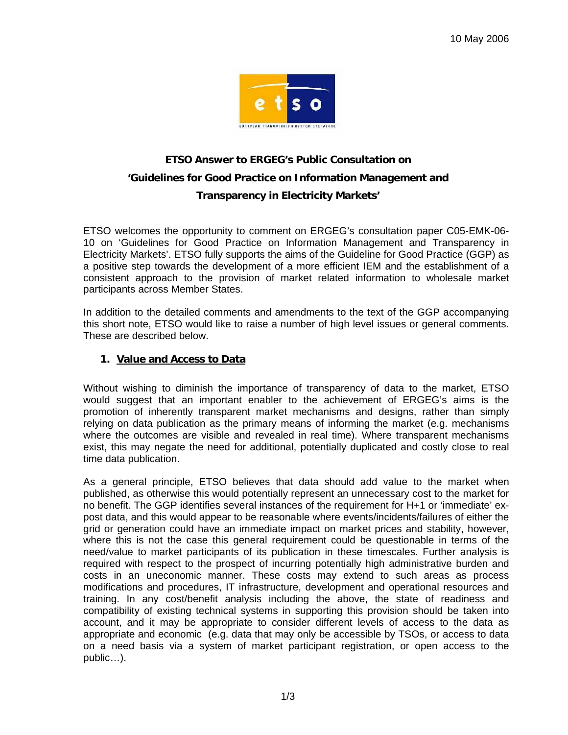10 May 2006

**ETSO Answer to ERGEG's Public Consultation on 'Guidelines for Good Practice on Information Management and Transparency in Electricity Markets'**

ETSO welcomes the opportunity to comment on ERGEG's consultation paper C05-EMK-06-10 on 'Guidelines for Good Practice on Information Management and Transparency in Electricity Markets'. ETSO fully supports the aims of the Guideline for Good Practice (GGP) as a positive step towards the development of a more efficient IEM and the establishment of a consistent approach to the provision of market related information to wholesale market participants across Member States.

In addition to the detailed comments and amendments to the text of the GGP accompanying this short note, ETSO would like to raise a number of high level issues or general comments. These are described below.

## 1. Value and Access to Data

Without wishing to diminish the importance of transparency of data to the market, ETSO would suggest that an important enabler to the achievement of ERGEG's aims is the promotion of inherently transparent market mechanisms and designs, rather than simply relying on data publication as the primary means of informing the market (e.g. mechanisms where the outcomes are visible and revealed in real time). Where transparent mechanisms exist, this may negate the need for additional, potentially duplicated and costly close to real time data publication.

As a general principle, ETSO believes that data should add value to the market when published, as otherwise this would potentially represent an unnecessary cost to the market for no benefit. The GGP identifies several instances of the requirement for H+1 or 'immediate' ex-post data, and this would appear to be reasonable where events/incidents/failures of either the grid or generation could have an immediate impact on market prices and stability, however, where this is not the case this general requirement could be questionable in terms of the need/value to market participants of its publication in these timescales. Further analysis is required with respect to the prospect of incurring potentially high administrative burden and costs in an uneconomic manner. These costs may extend to such areas as process modifications and procedures, IT infrastructure, development and operational resources and training. In any cost/benefit analysis including the above, the state of readiness and compatibility of existing technical systems in supporting this provision should be taken into account, and it may be appropriate to consider different levels of access to the data as appropriate and economic (e.g. data that may only be accessible by TSOs, or access to data on a need basis via a system of market participant registration, or open access to the public…).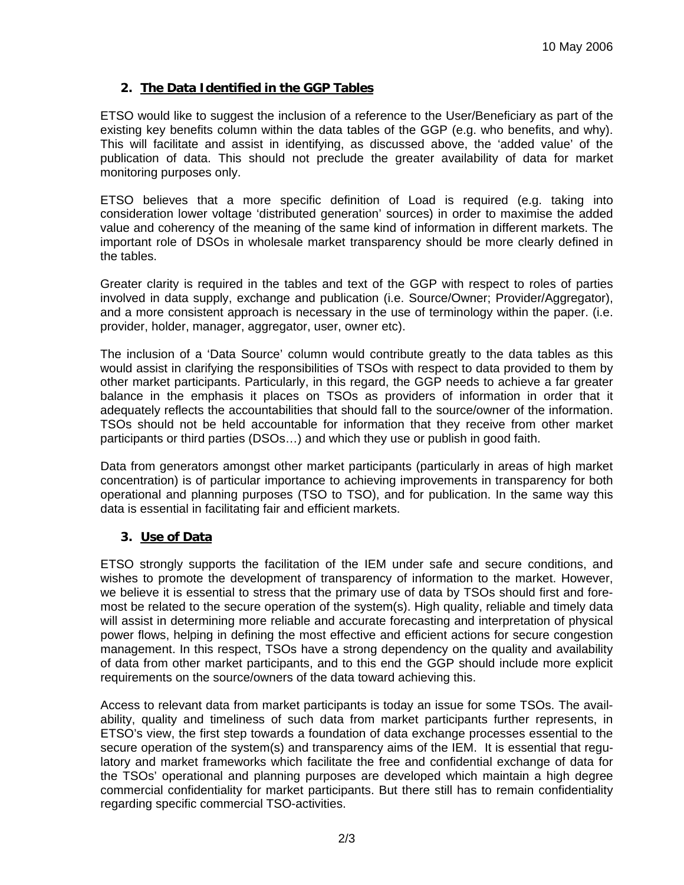10 May 2006

## 2. The Data Identified in the GGP Tables

ETSO would like to suggest the inclusion of a reference to the User/Beneficiary as part of the existing key benefits column within the data tables of the GGP (e.g. who benefits, and why). This will facilitate and assist in identifying, as discussed above, the 'added value' of the publication of data. This should not preclude the greater availability of data for market monitoring purposes only.

ETSO believes that a more specific definition of Load is required (e.g. taking into consideration lower voltage 'distributed generation' sources) in order to maximise the added value and coherency of the meaning of the same kind of information in different markets. The important role of DSOs in wholesale market transparency should be more clearly defined in the tables.

Greater clarity is required in the tables and text of the GGP with respect to roles of parties involved in data supply, exchange and publication (i.e. Source/Owner; Provider/Aggregator), and a more consistent approach is necessary in the use of terminology within the paper. (i.e. provider, holder, manager, aggregator, user, owner etc).

The inclusion of a 'Data Source' column would contribute greatly to the data tables as this would assist in clarifying the responsibilities of TSOs with respect to data provided to them by other market participants. Particularly, in this regard, the GGP needs to achieve a far greater balance in the emphasis it places on TSOs as providers of information in order that it adequately reflects the accountabilities that should fall to the source/owner of the information. TSOs should not be held accountable for information that they receive from other market participants or third parties (DSOs…) and which they use or publish in good faith.

Data from generators amongst other market participants (particularly in areas of high market concentration) is of particular importance to achieving improvements in transparency for both operational and planning purposes (TSO to TSO), and for publication. In the same way this data is essential in facilitating fair and efficient markets.

## 3. Use of Data

ETSO strongly supports the facilitation of the IEM under safe and secure conditions, and wishes to promote the development of transparency of information to the market. However, we believe it is essential to stress that the primary use of data by TSOs should first and foremost be related to the secure operation of the system(s). High quality, reliable and timely data will assist in determining more reliable and accurate forecasting and interpretation of physical power flows, helping in defining the most effective and efficient actions for secure congestion management. In this respect, TSOs have a strong dependency on the quality and availability of data from other market participants, and to this end the GGP should include more explicit requirements on the source/owners of the data toward achieving this.

Access to relevant data from market participants is today an issue for some TSOs. The availability, quality and timeliness of such data from market participants further represents, in ETSO's view, the first step towards a foundation of data exchange processes essential to the secure operation of the system(s) and transparency aims of the IEM. It is essential that regulatory and market frameworks which facilitate the free and confidential exchange of data for the TSOs' operational and planning purposes are developed which maintain a high degree commercial confidentiality for market participants. But there still has to remain confidentiality regarding specific commercial TSO-activities.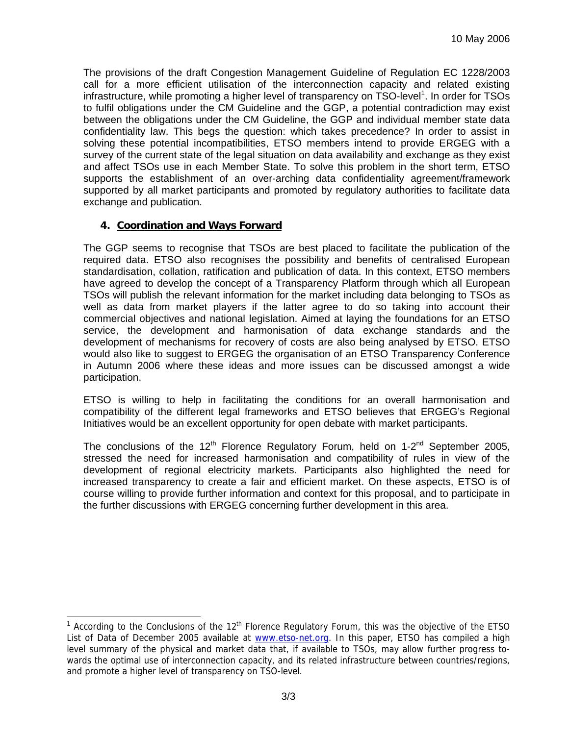The provisions of the draft Congestion Management Guideline of Regulation EC 1228/2003 call for a more efficient utilisation of the interconnection capacity and related existing infrastructure, while promoting a higher level of transparency on TSO-level[1]. In order for TSOs to fulfil obligations under the CM Guideline and the GGP, a potential contradiction may exist between the obligations under the CM Guideline, the GGP and individual member state data confidentiality law. This begs the question: which takes precedence? In order to assist in solving these potential incompatibilities, ETSO members intend to provide ERGEG with a survey of the current state of the legal situation on data availability and exchange as they exist and affect TSOs use in each Member State. To solve this problem in the short term, ETSO supports the establishment of an over-arching data confidentiality agreement/framework supported by all market participants and promoted by regulatory authorities to facilitate data exchange and publication.

## 4. Coordination and Ways Forward

The GGP seems to recognise that TSOs are best placed to facilitate the publication of the required data. ETSO also recognises the possibility and benefits of centralised European standardisation, collation, ratification and publication of data. In this context, ETSO members have agreed to develop the concept of a Transparency Platform through which all European TSOs will publish the relevant information for the market including data belonging to TSOs as well as data from market players if the latter agree to do so taking into account their commercial objectives and national legislation. Aimed at laying the foundations for an ETSO service, the development and harmonisation of data exchange standards and the development of mechanisms for recovery of costs are also being analysed by ETSO. ETSO would also like to suggest to ERGEG the organisation of an ETSO Transparency Conference in Autumn 2006 where these ideas and more issues can be discussed amongst a wide participation.

ETSO is willing to help in facilitating the conditions for an overall harmonisation and compatibility of the different legal frameworks and ETSO believes that ERGEG's Regional Initiatives would be an excellent opportunity for open debate with market participants.

The conclusions of the 12th Florence Regulatory Forum, held on 1-2nd September 2005, stressed the need for increased harmonisation and compatibility of rules in view of the development of regional electricity markets. Participants also highlighted the need for increased transparency to create a fair and efficient market. On these aspects, ETSO is of course willing to provide further information and context for this proposal, and to participate in the further discussions with ERGEG concerning further development in this area.

---

[1] According to the Conclusions of the 12th Florence Regulatory Forum, this was the objective of the ETSO List of Data of December 2005 available at www.etso-net.org. In this paper, ETSO has compiled a high level summary of the physical and market data that, if available to TSOs, may allow further progress towards the optimal use of interconnection capacity, and its related infrastructure between countries/regions, and promote a higher level of transparency on TSO-level.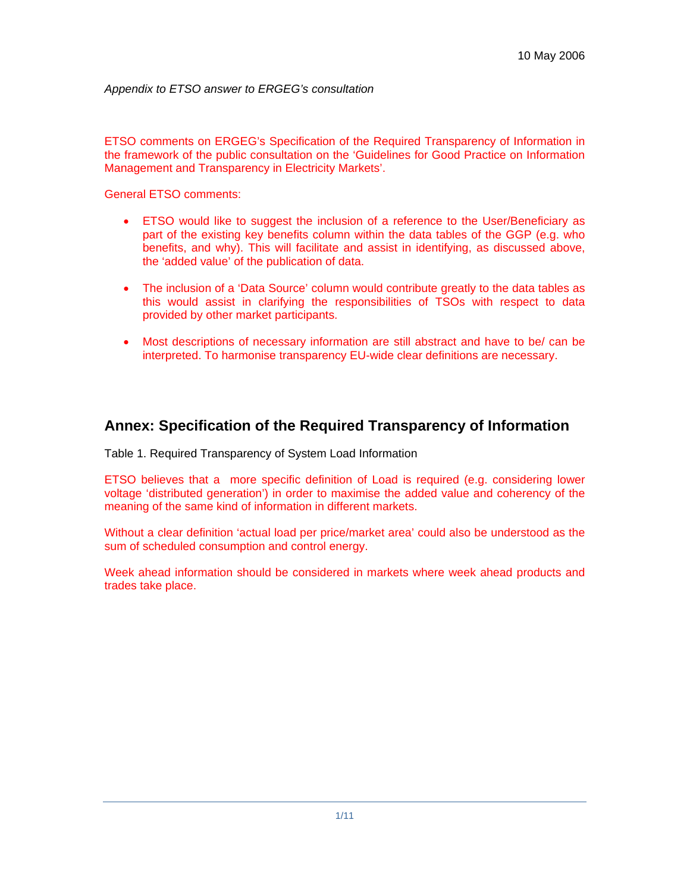10 May 2006

*Appendix to ETSO answer to ERGEG's consultation*

ETSO comments on ERGEG's Specification of the Required Transparency of Information in the framework of the public consultation on the 'Guidelines for Good Practice on Information Management and Transparency in Electricity Markets'.

General ETSO comments:

- ETSO would like to suggest the inclusion of a reference to the User/Beneficiary as part of the existing key benefits column within the data tables of the GGP (e.g. who benefits, and why). This will facilitate and assist in identifying, as discussed above, the 'added value' of the publication of data.
- The inclusion of a 'Data Source' column would contribute greatly to the data tables as this would assist in clarifying the responsibilities of TSOs with respect to data provided by other market participants.
- Most descriptions of necessary information are still abstract and have to be/ can be interpreted. To harmonise transparency EU-wide clear definitions are necessary.

## Annex: Specification of the Required Transparency of Information

Table 1. Required Transparency of System Load Information

ETSO believes that a more specific definition of Load is required (e.g. considering lower voltage 'distributed generation') in order to maximise the added value and coherency of the meaning of the same kind of information in different markets.

Without a clear definition 'actual load per price/market area' could also be understood as the sum of scheduled consumption and control energy.

Week ahead information should be considered in markets where week ahead products and trades take place.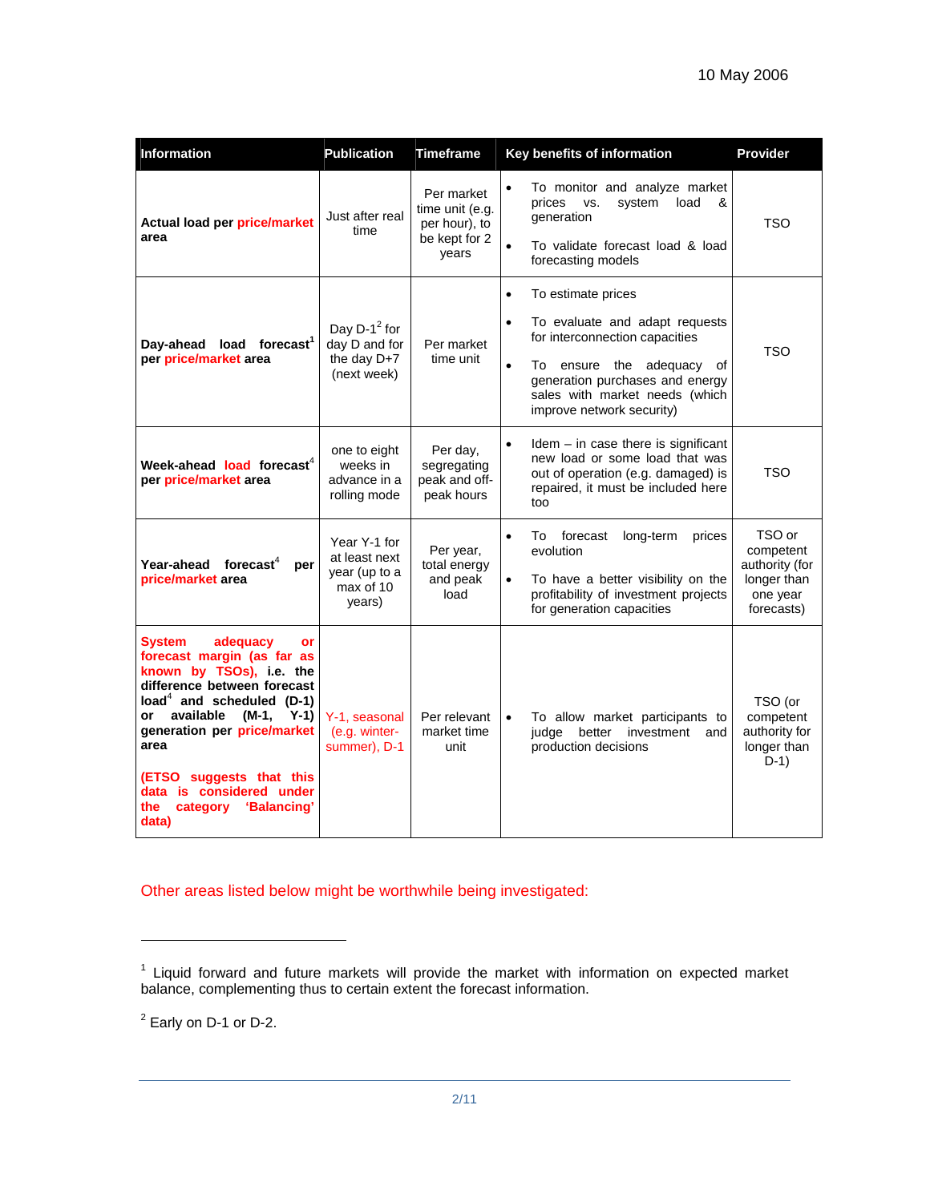10 May 2006

| Information | Publication | Timeframe | Key benefits of information | Provider |
|---|---|---|---|---|
| **Actual load per price/market area** | Just after real time | Per market time unit (e.g. per hour), to be kept for 2 years | • To monitor and analyze market prices vs. system load & generation<br>• To validate forecast load & load forecasting models | TSO |
| **Day-ahead load forecast[1] per price/market area** | Day D-1[2] for day D and for the day D+7 (next week) | Per market time unit | • To estimate prices<br>• To evaluate and adapt requests for interconnection capacities<br>• To ensure the adequacy of generation purchases and energy sales with market needs (which improve network security) | TSO |
| **Week-ahead load forecast[4] per price/market area** | one to eight weeks in advance in a rolling mode | Per day, segregating peak and off-peak hours | • Idem – in case there is significant new load or some load that was out of operation (e.g. damaged) is repaired, it must be included here too | TSO |
| **Year-ahead forecast[4] per price/market area** | Year Y-1 for at least next year (up to a max of 10 years) | Per year, total energy and peak load | • To forecast long-term prices evolution<br>• To have a better visibility on the profitability of investment projects for generation capacities | TSO or competent authority (for longer than one year forecasts) |
| **System adequacy or forecast margin (as far as known by TSOs), i.e. the difference between forecast load[4] and scheduled (D-1) or available (M-1, Y-1) generation per price/market area**<br><br>**(ETSO suggests that this data is considered under the category 'Balancing' data)** | Y-1, seasonal (e.g. winter-summer), D-1 | Per relevant market time unit | • To allow market participants to judge better investment and production decisions | TSO (or competent authority for longer than D-1) |

Other areas listed below might be worthwhile being investigated:

[1] Liquid forward and future markets will provide the market with information on expected market balance, complementing thus to certain extent the forecast information.

[2] Early on D-1 or D-2.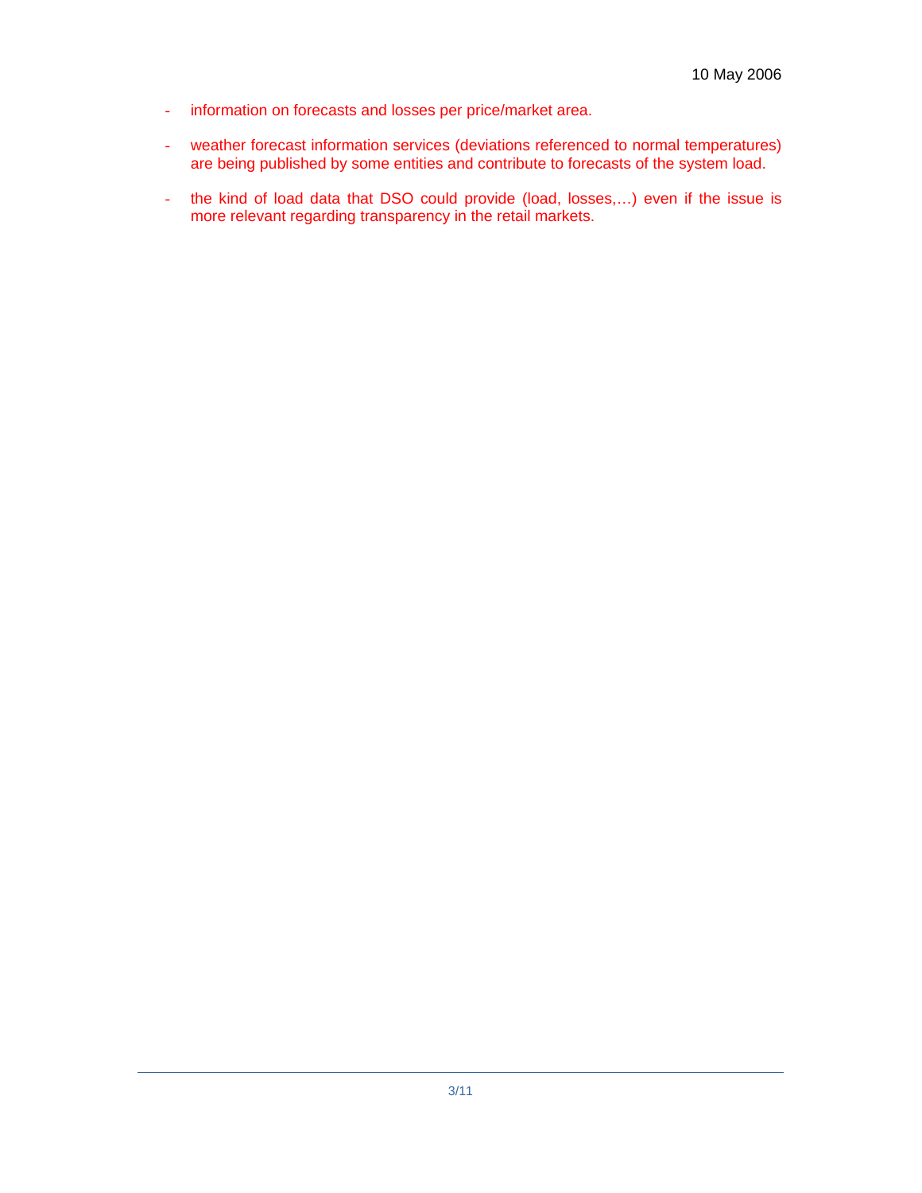- information on forecasts and losses per price/market area.

- weather forecast information services (deviations referenced to normal temperatures) are being published by some entities and contribute to forecasts of the system load.

- the kind of load data that DSO could provide (load, losses,…) even if the issue is more relevant regarding transparency in the retail markets.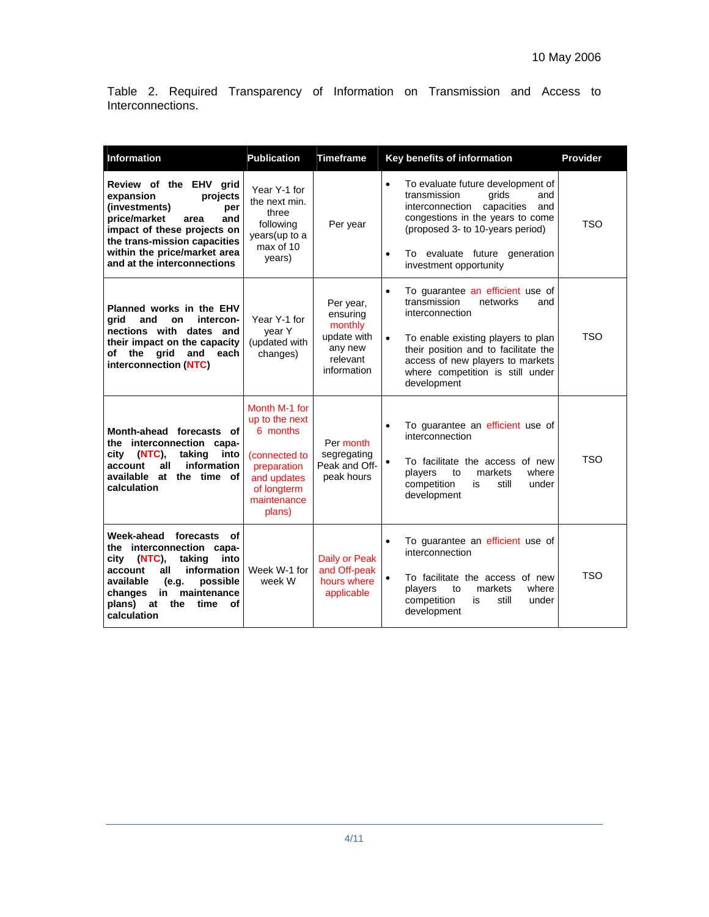10 May 2006

Table 2. Required Transparency of Information on Transmission and Access to Interconnections.

| Information | Publication | Timeframe | Key benefits of information | Provider |
|---|---|---|---|---|
| **Review of the EHV grid expansion projects (investments) per price/market area and impact of these projects on the trans-mission capacities within the price/market area and at the interconnections** | Year Y-1 for the next min. three following years(up to a max of 10 years) | Per year | • To evaluate future development of transmission grids and interconnection capacities and congestions in the years to come (proposed 3- to 10-years period)<br>• To evaluate future generation investment opportunity | TSO |
| **Planned works in the EHV grid and on intercon-nections with dates and their impact on the capacity of the grid and each interconnection (NTC)** | Year Y-1 for year Y (updated with changes) | Per year, ensuring monthly update with any new relevant information | • To guarantee an efficient use of transmission networks and interconnection<br>• To enable existing players to plan their position and to facilitate the access of new players to markets where competition is still under development | TSO |
| **Month-ahead forecasts of the interconnection capa-city (NTC), taking into account all information available at the time of calculation** | Month M-1 for up to the next 6 months (connected to preparation and updates of longterm maintenance plans) | Per month segregating Peak and Off-peak hours | • To guarantee an efficient use of interconnection<br>• To facilitate the access of new players to markets where competition is still under development | TSO |
| **Week-ahead forecasts of the interconnection capa-city (NTC), taking into account all information available (e.g. possible changes in maintenance plans) at the time of calculation** | Week W-1 for week W | Daily or Peak and Off-peak hours where applicable | • To guarantee an efficient use of interconnection<br>• To facilitate the access of new players to markets where competition is still under development | TSO |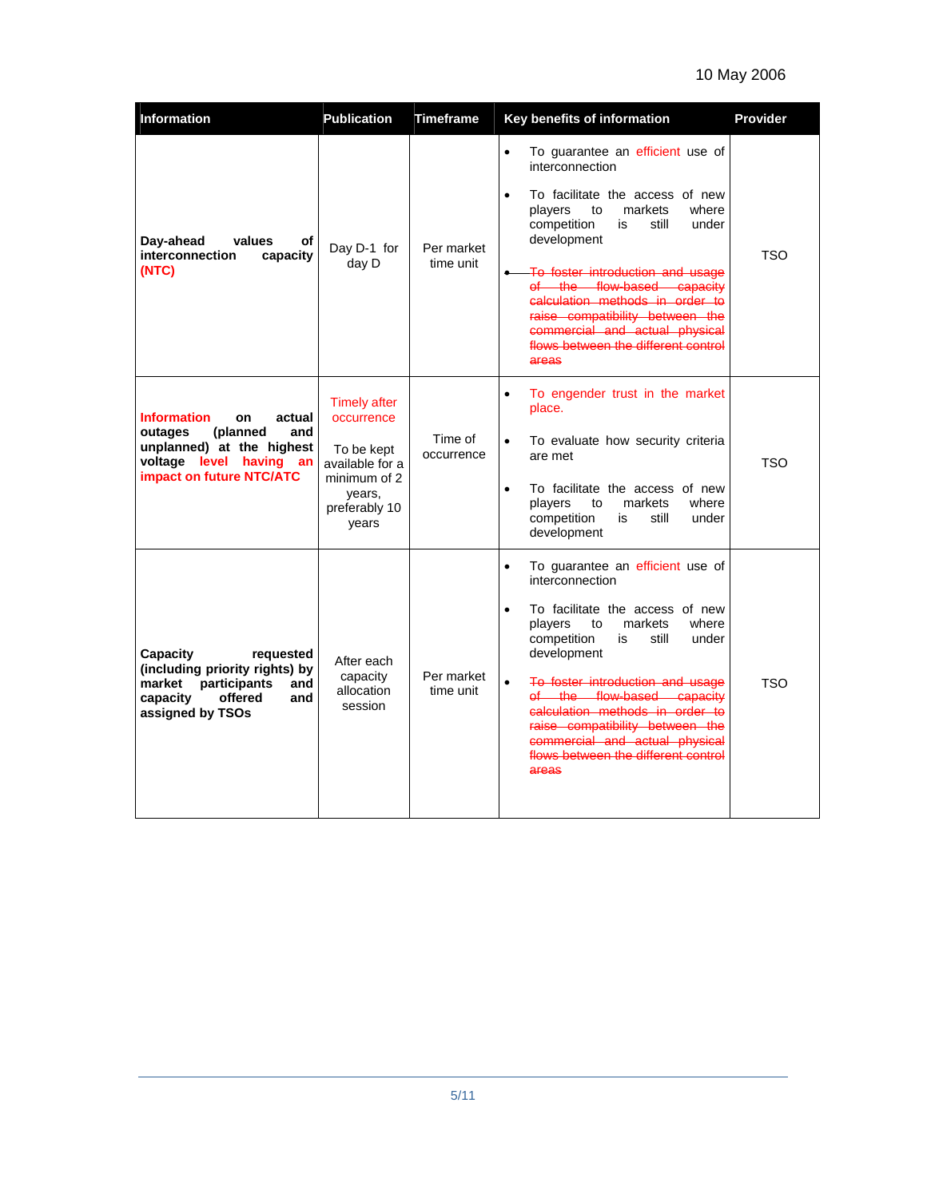10 May 2006

| Information | Publication | Timeframe | Key benefits of information | Provider |
|---|---|---|---|---|
| **Day-ahead values of interconnection capacity (NTC)** | Day D-1 for day D | Per market time unit | • To guarantee an efficient use of interconnection<br>• To facilitate the access of new players to markets where competition is still under development<br>• ~~To foster introduction and usage of the flow-based capacity calculation methods in order to raise compatibility between the commercial and actual physical flows between the different control areas~~ | TSO |
| **Information on actual outages (planned and unplanned) at the highest voltage level having an impact on future NTC/ATC** | Timely after occurrence<br><br>To be kept available for a minimum of 2 years, preferably 10 years | Time of occurrence | • To engender trust in the market place.<br>• To evaluate how security criteria are met<br>• To facilitate the access of new players to markets where competition is still under development | TSO |
| **Capacity requested (including priority rights) by market participants and capacity offered and assigned by TSOs** | After each capacity allocation session | Per market time unit | • To guarantee an efficient use of interconnection<br>• To facilitate the access of new players to markets where competition is still under development<br>• ~~To foster introduction and usage of the flow-based capacity calculation methods in order to raise compatibility between the commercial and actual physical flows between the different control areas~~ | TSO |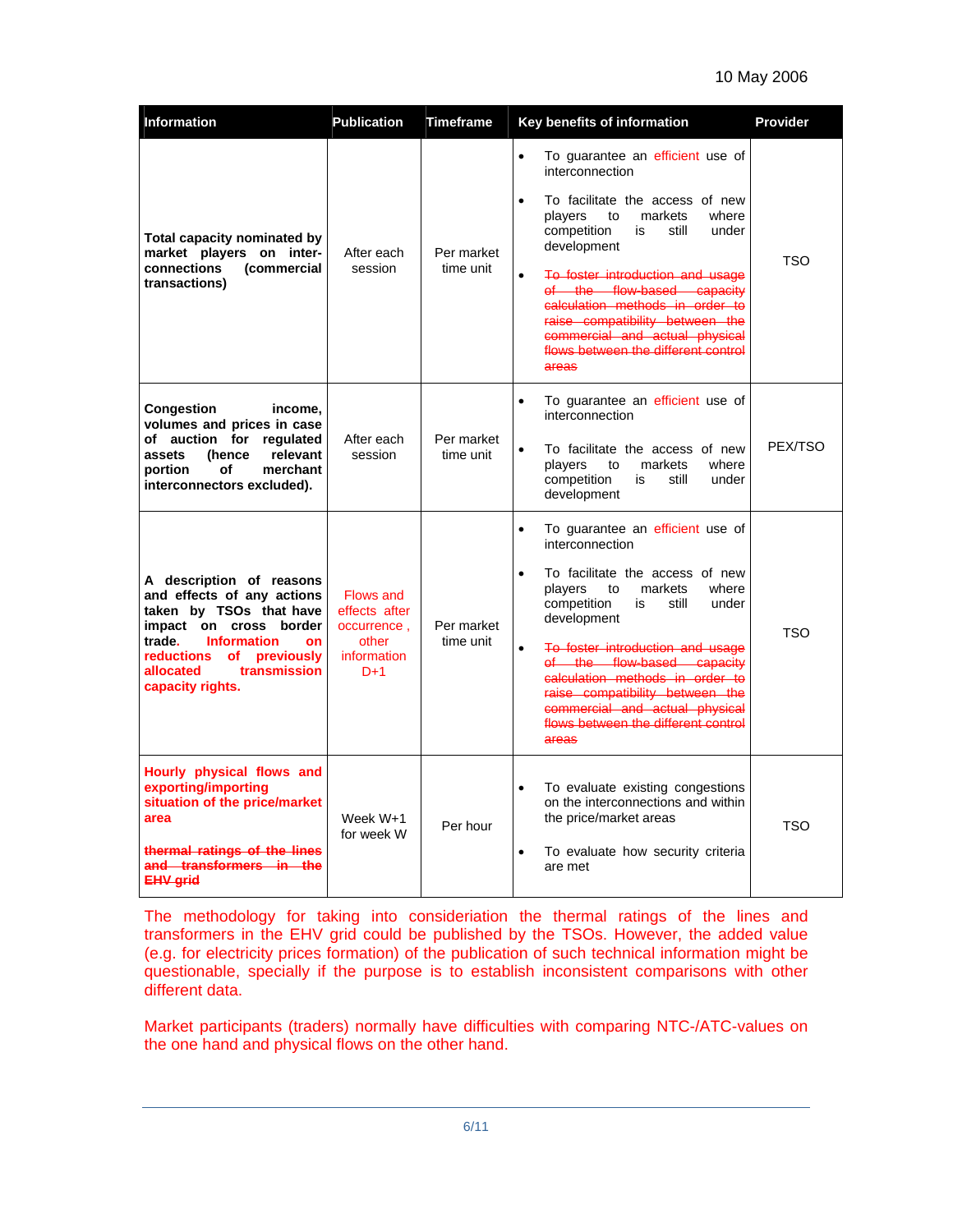10 May 2006

| Information | Publication | Timeframe | Key benefits of information | Provider |
|---|---|---|---|---|
| **Total capacity nominated by market players on inter-connections (commercial transactions)** | After each session | Per market time unit | • To guarantee an efficient use of interconnection<br>• To facilitate the access of new players to markets where competition is still under development<br>• ~~To foster introduction and usage of the flow-based capacity calculation methods in order to raise compatibility between the commercial and actual physical flows between the different control areas~~ | TSO |
| **Congestion income, volumes and prices in case of auction for regulated assets (hence relevant portion of merchant interconnectors excluded).** | After each session | Per market time unit | • To guarantee an efficient use of interconnection<br>• To facilitate the access of new players to markets where competition is still under development | PEX/TSO |
| **A description of reasons and effects of any actions taken by TSOs that have impact on cross border trade. Information on reductions of previously allocated transmission capacity rights.** | Flows and effects after occurrence , other information D+1 | Per market time unit | • To guarantee an efficient use of interconnection<br>• To facilitate the access of new players to markets where competition is still under development<br>• ~~To foster introduction and usage of the flow-based capacity calculation methods in order to raise compatibility between the commercial and actual physical flows between the different control areas~~ | TSO |
| **Hourly physical flows and exporting/importing situation of the price/market area**<br><br>~~**thermal ratings of the lines and transformers in the EHV grid**~~ | Week W+1 for week W | Per hour | • To evaluate existing congestions on the interconnections and within the price/market areas<br>• To evaluate how security criteria are met | TSO |

The methodology for taking into consideriation the thermal ratings of the lines and transformers in the EHV grid could be published by the TSOs. However, the added value (e.g. for electricity prices formation) of the publication of such technical information might be questionable, specially if the purpose is to establish inconsistent comparisons with other different data.

Market participants (traders) normally have difficulties with comparing NTC-/ATC-values on the one hand and physical flows on the other hand.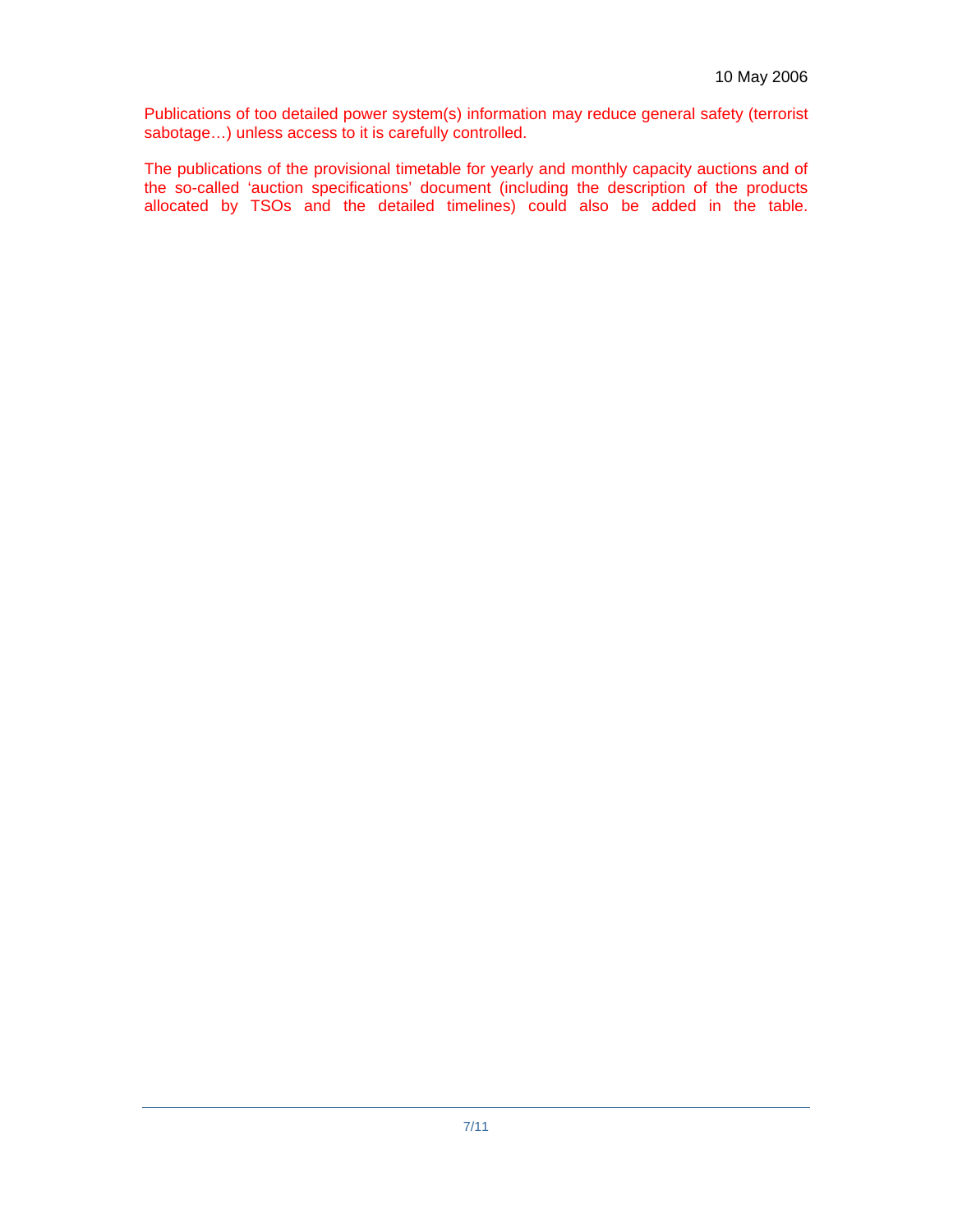Publications of too detailed power system(s) information may reduce general safety (terrorist sabotage…) unless access to it is carefully controlled.

The publications of the provisional timetable for yearly and monthly capacity auctions and of the so-called 'auction specifications' document (including the description of the products allocated by TSOs and the detailed timelines) could also be added in the table.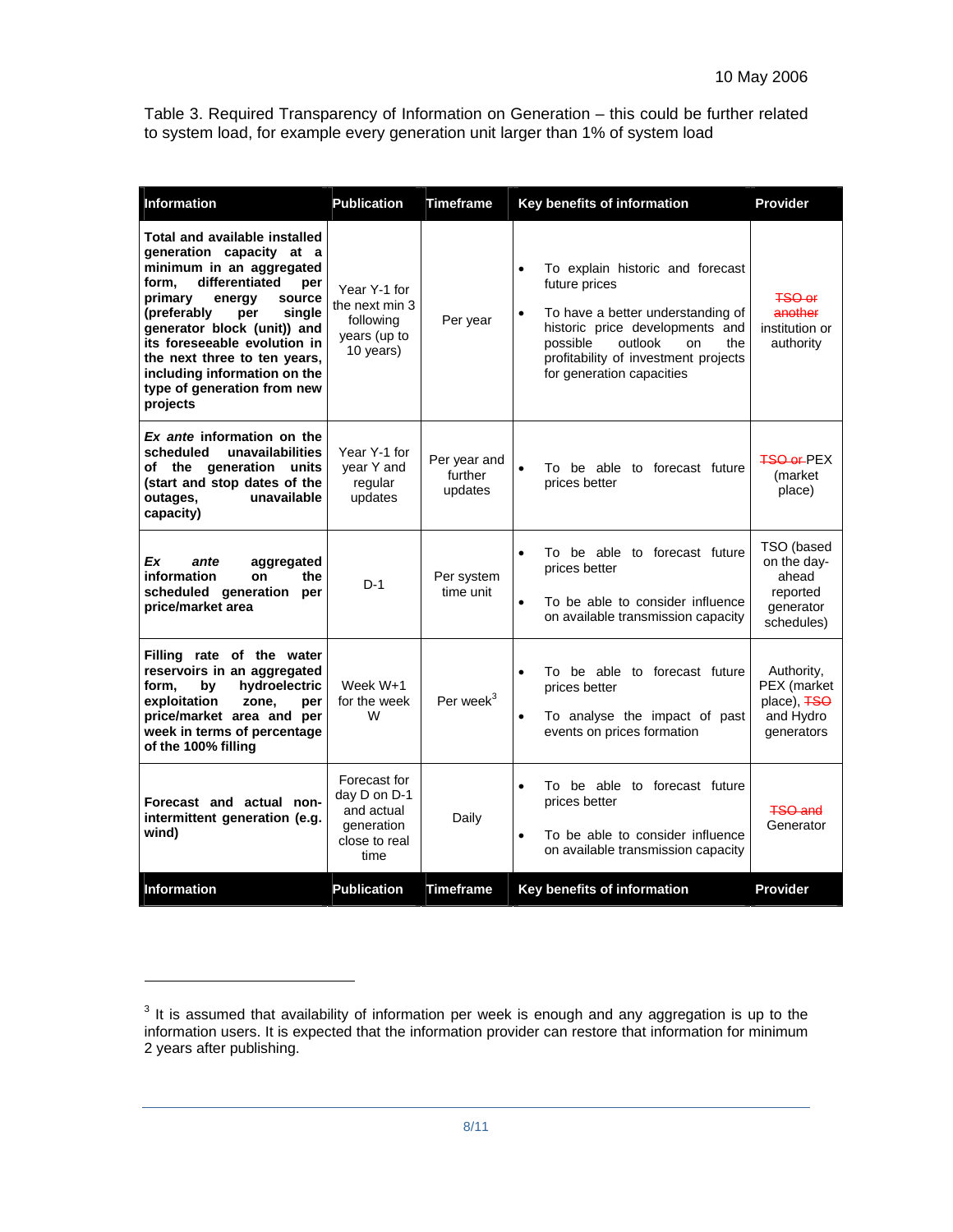10 May 2006

Table 3. Required Transparency of Information on Generation – this could be further related to system load, for example every generation unit larger than 1% of system load

| Information | Publication | Timeframe | Key benefits of information | Provider |
|---|---|---|---|---|
| **Total and available installed generation capacity at a minimum in an aggregated form, differentiated per primary energy source (preferably per single generator block (unit)) and its foreseeable evolution in the next three to ten years, including information on the type of generation from new projects** | Year Y-1 for the next min 3 following years (up to 10 years) | Per year | • To explain historic and forecast future prices<br>• To have a better understanding of historic price developments and possible outlook on the profitability of investment projects for generation capacities | ~~TSO or another~~ institution or authority |
| ***Ex ante* information on the scheduled unavailabilities of the generation units (start and stop dates of the outages, unavailable capacity)** | Year Y-1 for year Y and regular updates | Per year and further updates | • To be able to forecast future prices better | ~~TSO or~~ PEX (market place) |
| ***Ex ante* aggregated information on the scheduled generation per price/market area** | D-1 | Per system time unit | • To be able to forecast future prices better<br>• To be able to consider influence on available transmission capacity | TSO (based on the day-ahead reported generator schedules) |
| **Filling rate of the water reservoirs in an aggregated form, by hydroelectric exploitation zone, per price/market area and per week in terms of percentage of the 100% filling** | Week W+1 for the week W | Per week[3] | • To be able to forecast future prices better<br>• To analyse the impact of past events on prices formation | Authority, PEX (market place), ~~TSO~~ and Hydro generators |
| **Forecast and actual non-intermittent generation (e.g. wind)** | Forecast for day D on D-1 and actual generation close to real time | Daily | • To be able to forecast future prices better<br>• To be able to consider influence on available transmission capacity | ~~TSO and~~ Generator |

[3] It is assumed that availability of information per week is enough and any aggregation is up to the information users. It is expected that the information provider can restore that information for minimum 2 years after publishing.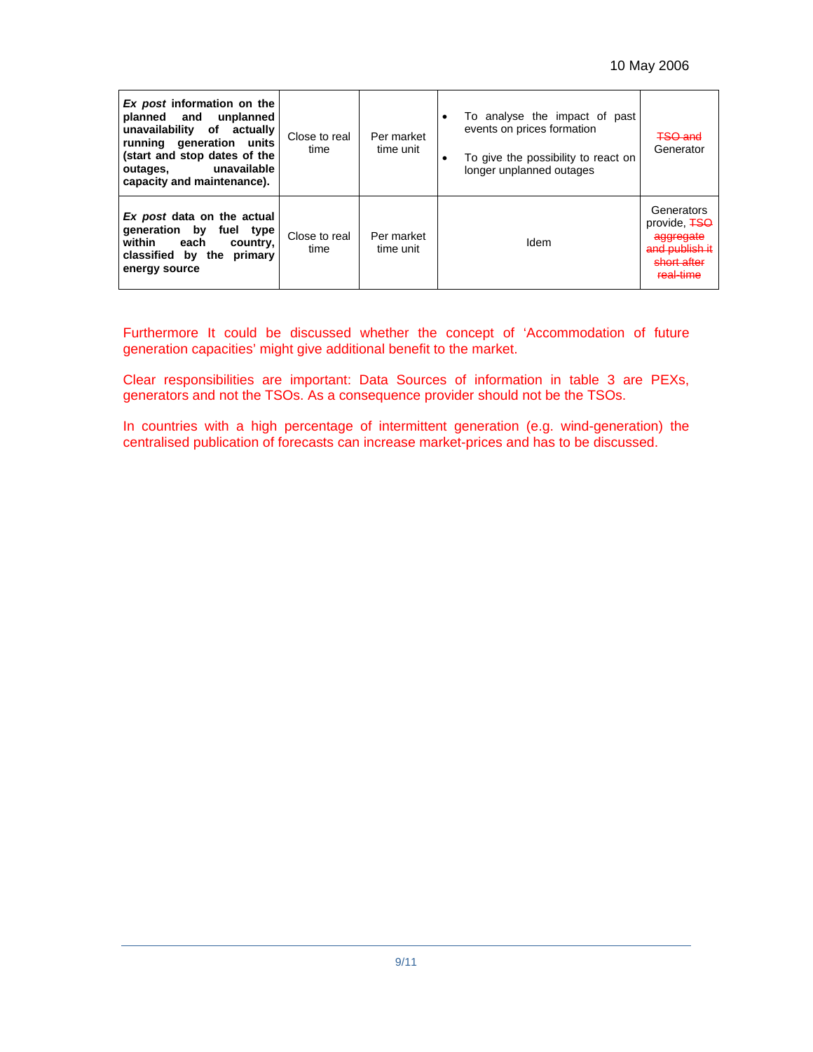| ***Ex post* information on the planned and unplanned unavailability of actually running generation units (start and stop dates of the outages, unavailable capacity and maintenance).** | Close to real time | Per market time unit | • To analyse the impact of past events on prices formation<br>• To give the possibility to react on longer unplanned outages | ~~TSO and~~ Generator |
|---|---|---|---|---|
| ***Ex post* data on the actual generation by fuel type within each country, classified by the primary energy source** | Close to real time | Per market time unit | Idem | Generators provide, ~~TSO aggregate and publish it short after real-time~~ |

Furthermore It could be discussed whether the concept of 'Accommodation of future generation capacities' might give additional benefit to the market.

Clear responsibilities are important: Data Sources of information in table 3 are PEXs, generators and not the TSOs. As a consequence provider should not be the TSOs.

In countries with a high percentage of intermittent generation (e.g. wind-generation) the centralised publication of forecasts can increase market-prices and has to be discussed.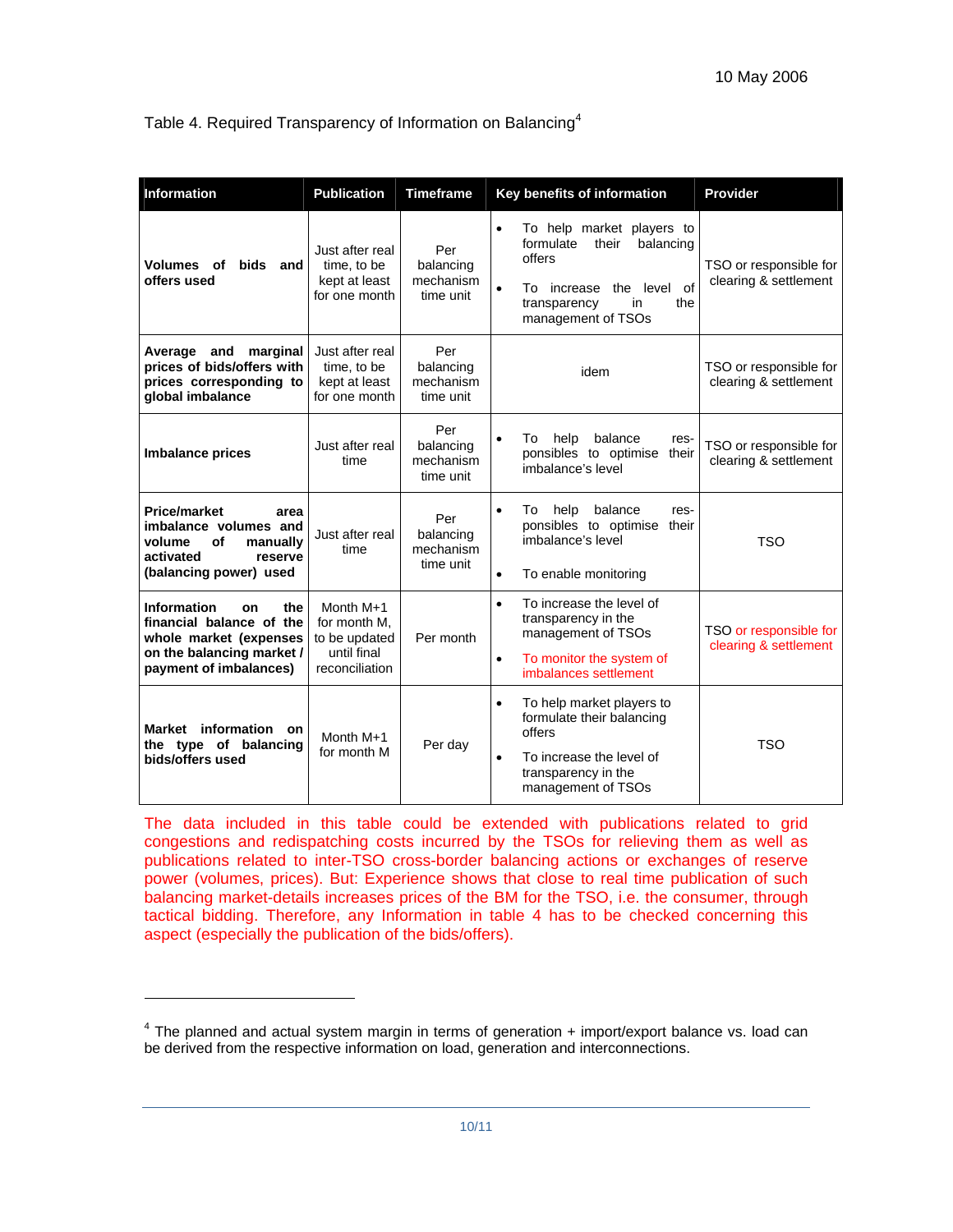10 May 2006

Table 4. Required Transparency of Information on Balancing[4]

| Information | Publication | Timeframe | Key benefits of information | Provider |
|---|---|---|---|---|
| **Volumes of bids and offers used** | Just after real time, to be kept at least for one month | Per balancing mechanism time unit | • To help market players to formulate their balancing offers<br>• To increase the level of transparency in the management of TSOs | TSO or responsible for clearing & settlement |
| **Average and marginal prices of bids/offers with prices corresponding to global imbalance** | Just after real time, to be kept at least for one month | Per balancing mechanism time unit | idem | TSO or responsible for clearing & settlement |
| **Imbalance prices** | Just after real time | Per balancing mechanism time unit | • To help balance responsibles to optimise their imbalance's level | TSO or responsible for clearing & settlement |
| **Price/market area imbalance volumes and volume of manually activated reserve (balancing power) used** | Just after real time | Per balancing mechanism time unit | • To help balance responsibles to optimise their imbalance's level<br>• To enable monitoring | TSO |
| **Information on the financial balance of the whole market (expenses on the balancing market / payment of imbalances)** | Month M+1 for month M, to be updated until final reconciliation | Per month | • To increase the level of transparency in the management of TSOs<br>• To monitor the system of imbalances settlement | TSO or responsible for clearing & settlement |
| **Market information on the type of balancing bids/offers used** | Month M+1 for month M | Per day | • To help market players to formulate their balancing offers<br>• To increase the level of transparency in the management of TSOs | TSO |

The data included in this table could be extended with publications related to grid congestions and redispatching costs incurred by the TSOs for relieving them as well as publications related to inter-TSO cross-border balancing actions or exchanges of reserve power (volumes, prices). But: Experience shows that close to real time publication of such balancing market-details increases prices of the BM for the TSO, i.e. the consumer, through tactical bidding. Therefore, any Information in table 4 has to be checked concerning this aspect (especially the publication of the bids/offers).

---

[4] The planned and actual system margin in terms of generation + import/export balance vs. load can be derived from the respective information on load, generation and interconnections.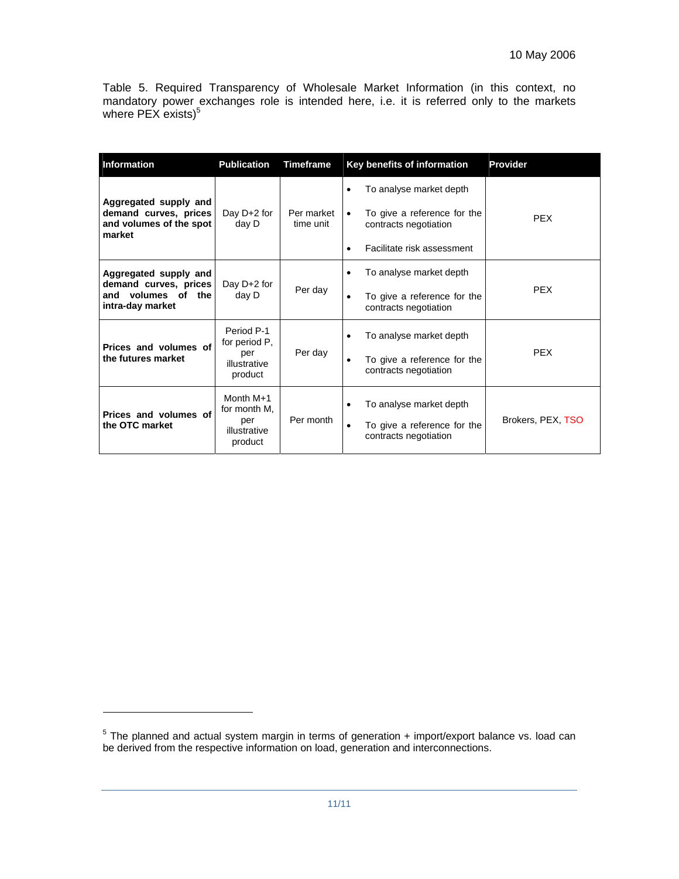10 May 2006

Table 5. Required Transparency of Wholesale Market Information (in this context, no mandatory power exchanges role is intended here, i.e. it is referred only to the markets where PEX exists)[5]

| Information | Publication | Timeframe | Key benefits of information | Provider |
|---|---|---|---|---|
| **Aggregated supply and demand curves, prices and volumes of the spot market** | Day D+2 for day D | Per market time unit | • To analyse market depth<br>• To give a reference for the contracts negotiation<br>• Facilitate risk assessment | PEX |
| **Aggregated supply and demand curves, prices and volumes of the intra-day market** | Day D+2 for day D | Per day | • To analyse market depth<br>• To give a reference for the contracts negotiation | PEX |
| **Prices and volumes of the futures market** | Period P-1 for period P, per illustrative product | Per day | • To analyse market depth<br>• To give a reference for the contracts negotiation | PEX |
| **Prices and volumes of the OTC market** | Month M+1 for month M, per illustrative product | Per month | • To analyse market depth<br>• To give a reference for the contracts negotiation | Brokers, PEX, TSO |

[5] The planned and actual system margin in terms of generation + import/export balance vs. load can be derived from the respective information on load, generation and interconnections.